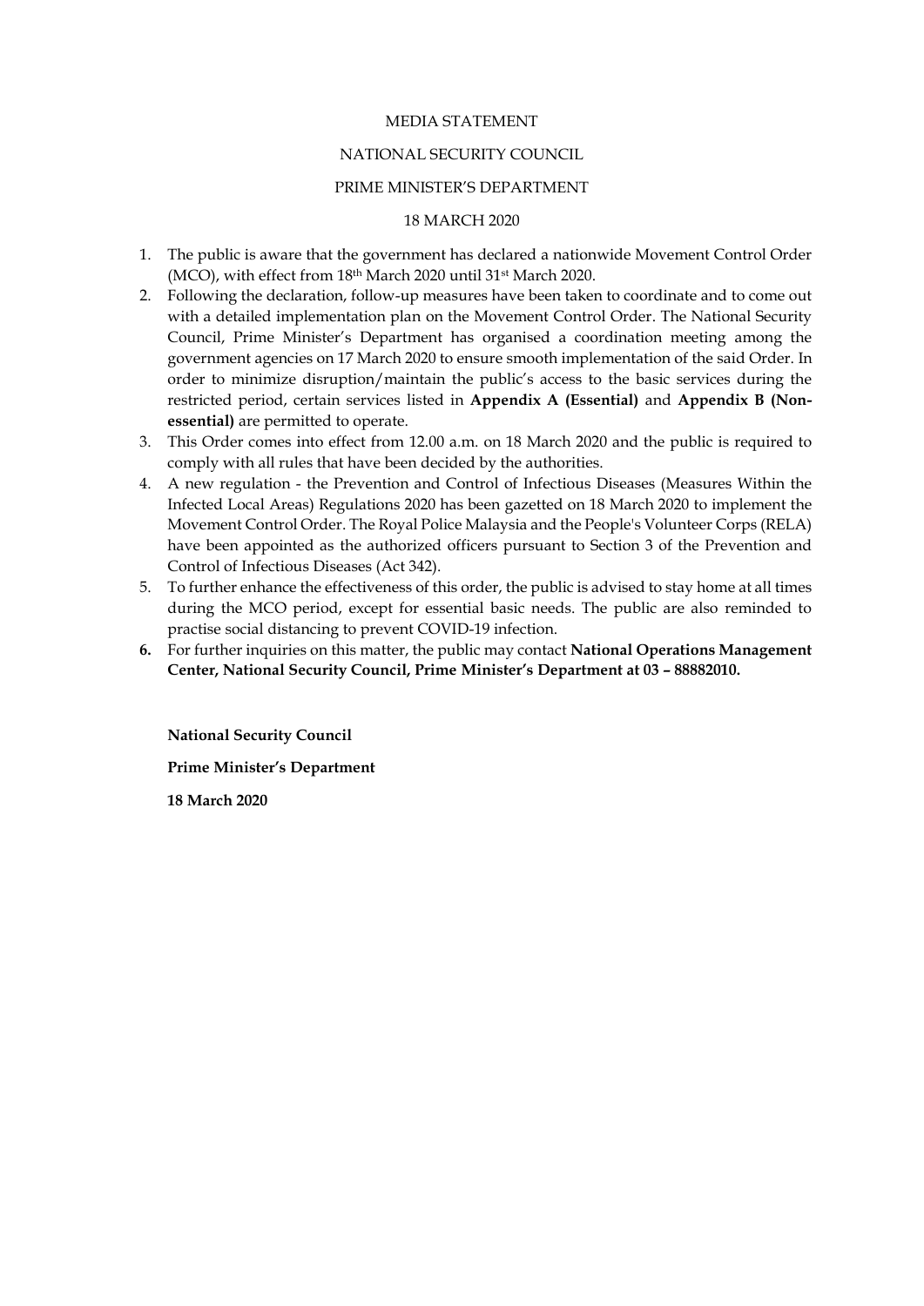MEDIA STATEMENT

NATIONAL SECURITY COUNCIL

PRIME MINISTER'S DEPARTMENT

18 MARCH 2020

1. The public is aware that the government has declared a nationwide Movement Control Order (MCO), with effect from 18th March 2020 until 31st March 2020.
2. Following the declaration, follow-up measures have been taken to coordinate and to come out with a detailed implementation plan on the Movement Control Order. The National Security Council, Prime Minister's Department has organised a coordination meeting among the government agencies on 17 March 2020 to ensure smooth implementation of the said Order. In order to minimize disruption/maintain the public's access to the basic services during the restricted period, certain services listed in **Appendix A (Essential)** and **Appendix B (Non-essential)** are permitted to operate.
3. This Order comes into effect from 12.00 a.m. on 18 March 2020 and the public is required to comply with all rules that have been decided by the authorities.
4. A new regulation - the Prevention and Control of Infectious Diseases (Measures Within the Infected Local Areas) Regulations 2020 has been gazetted on 18 March 2020 to implement the Movement Control Order. The Royal Police Malaysia and the People's Volunteer Corps (RELA) have been appointed as the authorized officers pursuant to Section 3 of the Prevention and Control of Infectious Diseases (Act 342).
5. To further enhance the effectiveness of this order, the public is advised to stay home at all times during the MCO period, except for essential basic needs. The public are also reminded to practise social distancing to prevent COVID-19 infection.
6. For further inquiries on this matter, the public may contact **National Operations Management Center, National Security Council, Prime Minister's Department at 03 – 88882010.**

**National Security Council**

**Prime Minister's Department**

**18 March 2020**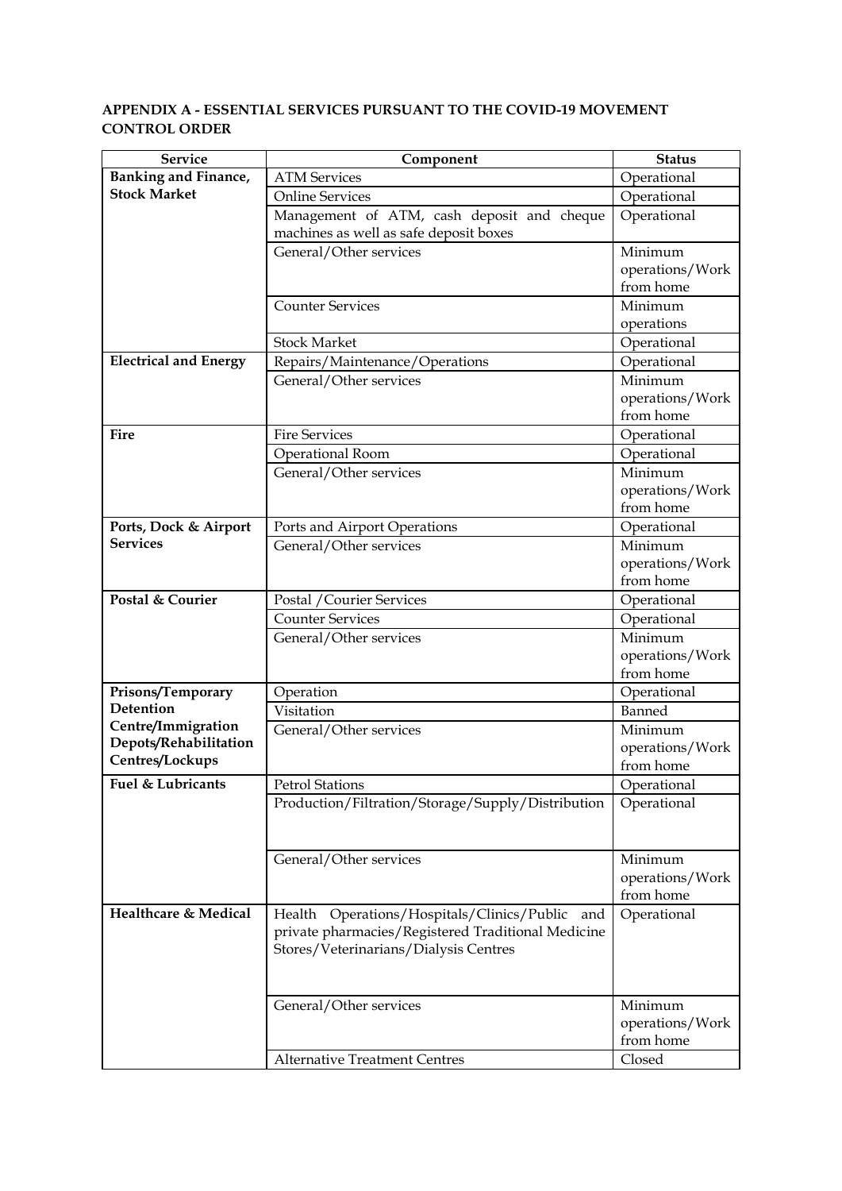**APPENDIX A - ESSENTIAL SERVICES PURSUANT TO THE COVID-19 MOVEMENT CONTROL ORDER**

| Service | Component | Status |
|---|---|---|
| **Banking and Finance, Stock Market** | ATM Services | Operational |
| | Online Services | Operational |
| | Management of ATM, cash deposit and cheque machines as well as safe deposit boxes | Operational |
| | General/Other services | Minimum operations/Work from home |
| | Counter Services | Minimum operations |
| | Stock Market | Operational |
| **Electrical and Energy** | Repairs/Maintenance/Operations | Operational |
| | General/Other services | Minimum operations/Work from home |
| **Fire** | Fire Services | Operational |
| | Operational Room | Operational |
| | General/Other services | Minimum operations/Work from home |
| **Ports, Dock & Airport Services** | Ports and Airport Operations | Operational |
| | General/Other services | Minimum operations/Work from home |
| **Postal & Courier** | Postal /Courier Services | Operational |
| | Counter Services | Operational |
| | General/Other services | Minimum operations/Work from home |
| **Prisons/Temporary Detention Centre/Immigration Depots/Rehabilitation Centres/Lockups** | Operation | Operational |
| | Visitation | Banned |
| | General/Other services | Minimum operations/Work from home |
| **Fuel & Lubricants** | Petrol Stations | Operational |
| | Production/Filtration/Storage/Supply/Distribution | Operational |
| | General/Other services | Minimum operations/Work from home |
| **Healthcare & Medical** | Health Operations/Hospitals/Clinics/Public and private pharmacies/Registered Traditional Medicine Stores/Veterinarians/Dialysis Centres | Operational |
| | General/Other services | Minimum operations/Work from home |
| | Alternative Treatment Centres | Closed |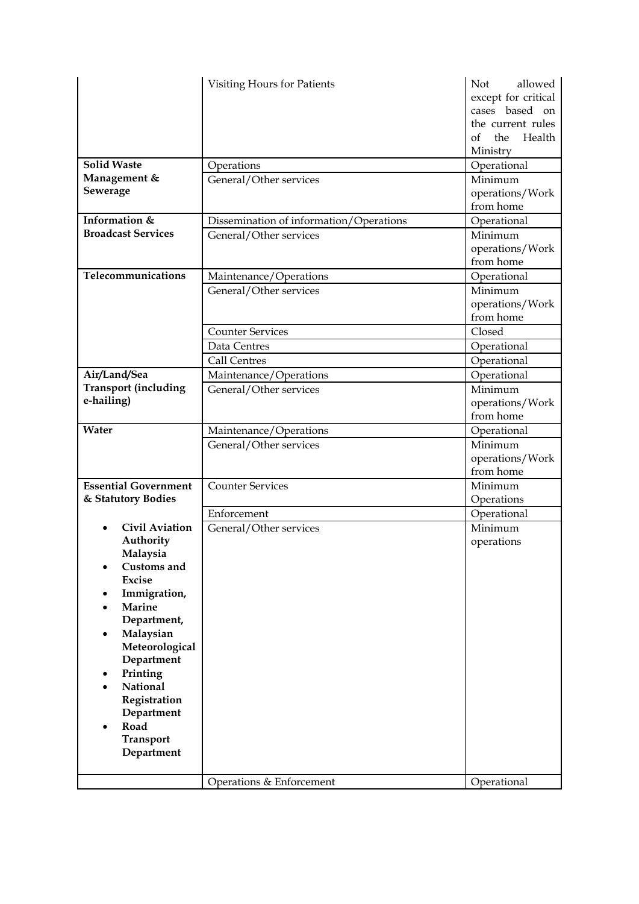| | | |
|---|---|---|
| | Visiting Hours for Patients | Not allowed except for critical cases based on the current rules of the Health Ministry |
| **Solid Waste Management & Sewerage** | Operations | Operational |
| | General/Other services | Minimum operations/Work from home |
| **Information & Broadcast Services** | Dissemination of information/Operations | Operational |
| | General/Other services | Minimum operations/Work from home |
| **Telecommunications** | Maintenance/Operations | Operational |
| | General/Other services | Minimum operations/Work from home |
| | Counter Services | Closed |
| | Data Centres | Operational |
| | Call Centres | Operational |
| **Air/Land/Sea Transport (including e-hailing)** | Maintenance/Operations | Operational |
| | General/Other services | Minimum operations/Work from home |
| **Water** | Maintenance/Operations | Operational |
| | General/Other services | Minimum operations/Work from home |
| **Essential Government & Statutory Bodies** | Counter Services | Minimum Operations |
| | Enforcement | Operational |
| • **Civil Aviation Authority Malaysia** <br> • **Customs and Excise** <br> • **Immigration,** <br> • **Marine Department,** <br> • **Malaysian Meteorological Department** <br> • **Printing** <br> • **National Registration Department** <br> • **Road Transport Department** | General/Other services | Minimum operations |
| | Operations & Enforcement | Operational |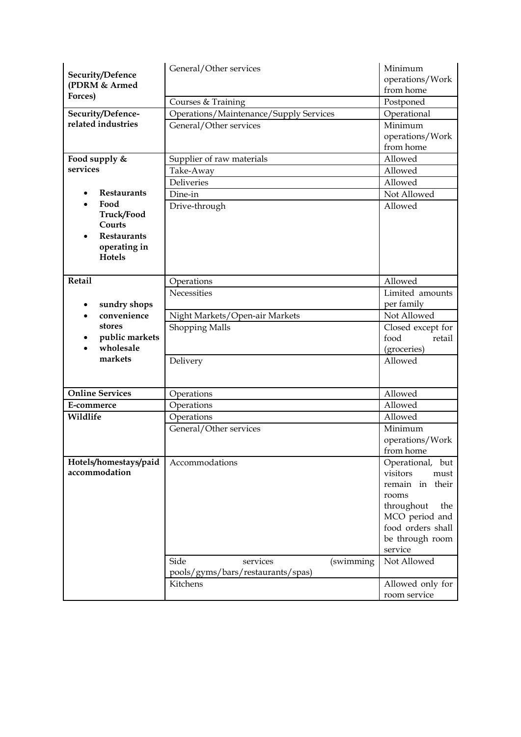| | | |
|---|---|---|
| **Security/Defence (PDRM & Armed Forces)** | General/Other services | Minimum operations/Work from home |
| | Courses & Training | Postponed |
| **Security/Defence-related industries** | Operations/Maintenance/Supply Services | Operational |
| | General/Other services | Minimum operations/Work from home |
| **Food supply & services**<br>• **Restaurants**<br>• **Food Truck/Food Courts**<br>• **Restaurants operating in Hotels** | Supplier of raw materials | Allowed |
| | Take-Away | Allowed |
| | Deliveries | Allowed |
| | Dine-in | Not Allowed |
| | Drive-through | Allowed |
| **Retail**<br>• **sundry shops**<br>• **convenience stores**<br>• **public markets**<br>• **wholesale markets** | Operations | Allowed |
| | Necessities | Limited amounts per family |
| | Night Markets/Open-air Markets | Not Allowed |
| | Shopping Malls | Closed except for food retail (groceries) |
| | Delivery | Allowed |
| **Online Services** | Operations | Allowed |
| **E-commerce** | Operations | Allowed |
| **Wildlife** | Operations | Allowed |
| | General/Other services | Minimum operations/Work from home |
| **Hotels/homestays/paid accommodation** | Accommodations | Operational, but visitors must remain in their rooms throughout the MCO period and food orders shall be through room service |
| | Side services (swimming pools/gyms/bars/restaurants/spas) | Not Allowed |
| | Kitchens | Allowed only for room service |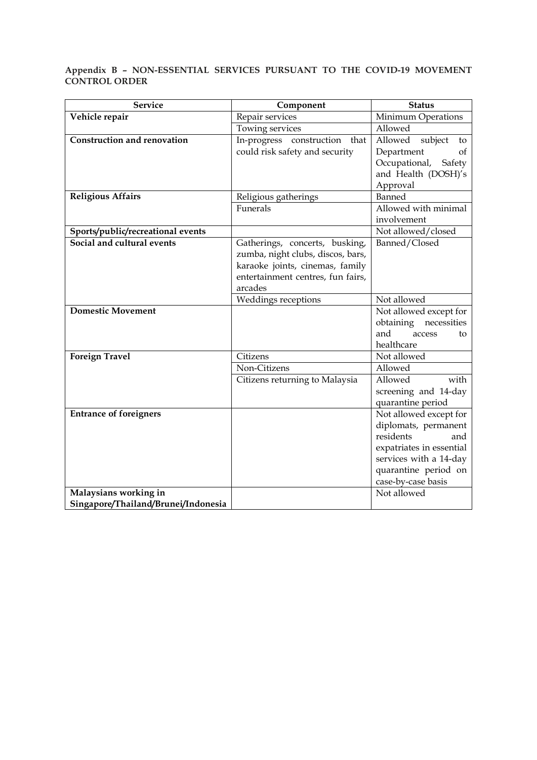**Appendix B – NON-ESSENTIAL SERVICES PURSUANT TO THE COVID-19 MOVEMENT CONTROL ORDER**

| Service | Component | Status |
|---|---|---|
| **Vehicle repair** | Repair services | Minimum Operations |
| | Towing services | Allowed |
| **Construction and renovation** | In-progress construction that could risk safety and security | Allowed subject to Department of Occupational, Safety and Health (DOSH)'s Approval |
| **Religious Affairs** | Religious gatherings | Banned |
| | Funerals | Allowed with minimal involvement |
| **Sports/public/recreational events** | | Not allowed/closed |
| **Social and cultural events** | Gatherings, concerts, busking, zumba, night clubs, discos, bars, karaoke joints, cinemas, family entertainment centres, fun fairs, arcades | Banned/Closed |
| | Weddings receptions | Not allowed |
| **Domestic Movement** | | Not allowed except for obtaining necessities and access to healthcare |
| **Foreign Travel** | Citizens | Not allowed |
| | Non-Citizens | Allowed |
| | Citizens returning to Malaysia | Allowed with screening and 14-day quarantine period |
| **Entrance of foreigners** | | Not allowed except for diplomats, permanent residents and expatriates in essential services with a 14-day quarantine period on case-by-case basis |
| **Malaysians working in Singapore/Thailand/Brunei/Indonesia** | | Not allowed |